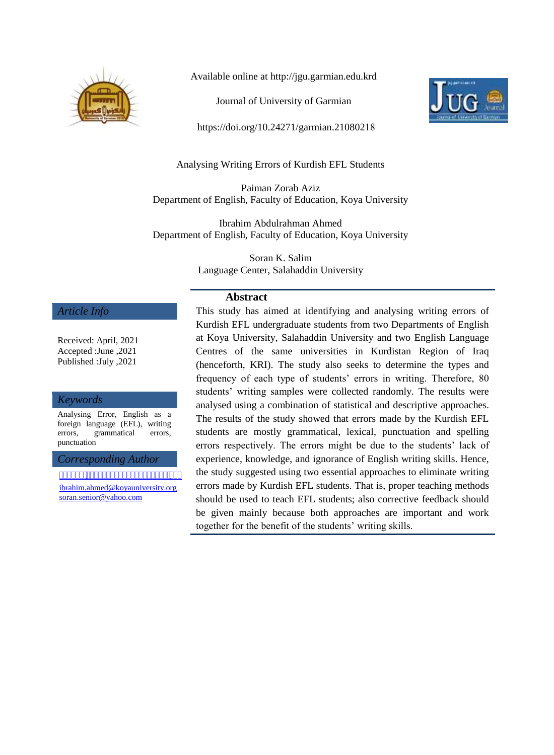Available online at http://jgu.garmian.edu.krd

Journal of University of Garmian

https://doi.org/10.24271/garmian.21080218

# Analysing Writing Errors of Kurdish EFL Students

Paiman Zorab Aziz
Department of English, Faculty of Education, Koya University

Ibrahim Abdulrahman Ahmed
Department of English, Faculty of Education, Koya University

Soran K. Salim
Language Center, Salahaddin University

## *Article Info*

Received: April, 2021
Accepted :June ,2021
Published :July ,2021

## *Keywords*

Analysing Error, English as a foreign language (EFL), writing errors, grammatical errors, punctuation

## *Corresponding Author*

ibrahim.ahmed@koyauniversity.org
soran.senior@yahoo.com

## Abstract

This study has aimed at identifying and analysing writing errors of Kurdish EFL undergraduate students from two Departments of English at Koya University, Salahaddin University and two English Language Centres of the same universities in Kurdistan Region of Iraq (henceforth, KRI). The study also seeks to determine the types and frequency of each type of students' errors in writing. Therefore, 80 students' writing samples were collected randomly. The results were analysed using a combination of statistical and descriptive approaches. The results of the study showed that errors made by the Kurdish EFL students are mostly grammatical, lexical, punctuation and spelling errors respectively. The errors might be due to the students' lack of experience, knowledge, and ignorance of English writing skills. Hence, the study suggested using two essential approaches to eliminate writing errors made by Kurdish EFL students. That is, proper teaching methods should be used to teach EFL students; also corrective feedback should be given mainly because both approaches are important and work together for the benefit of the students' writing skills.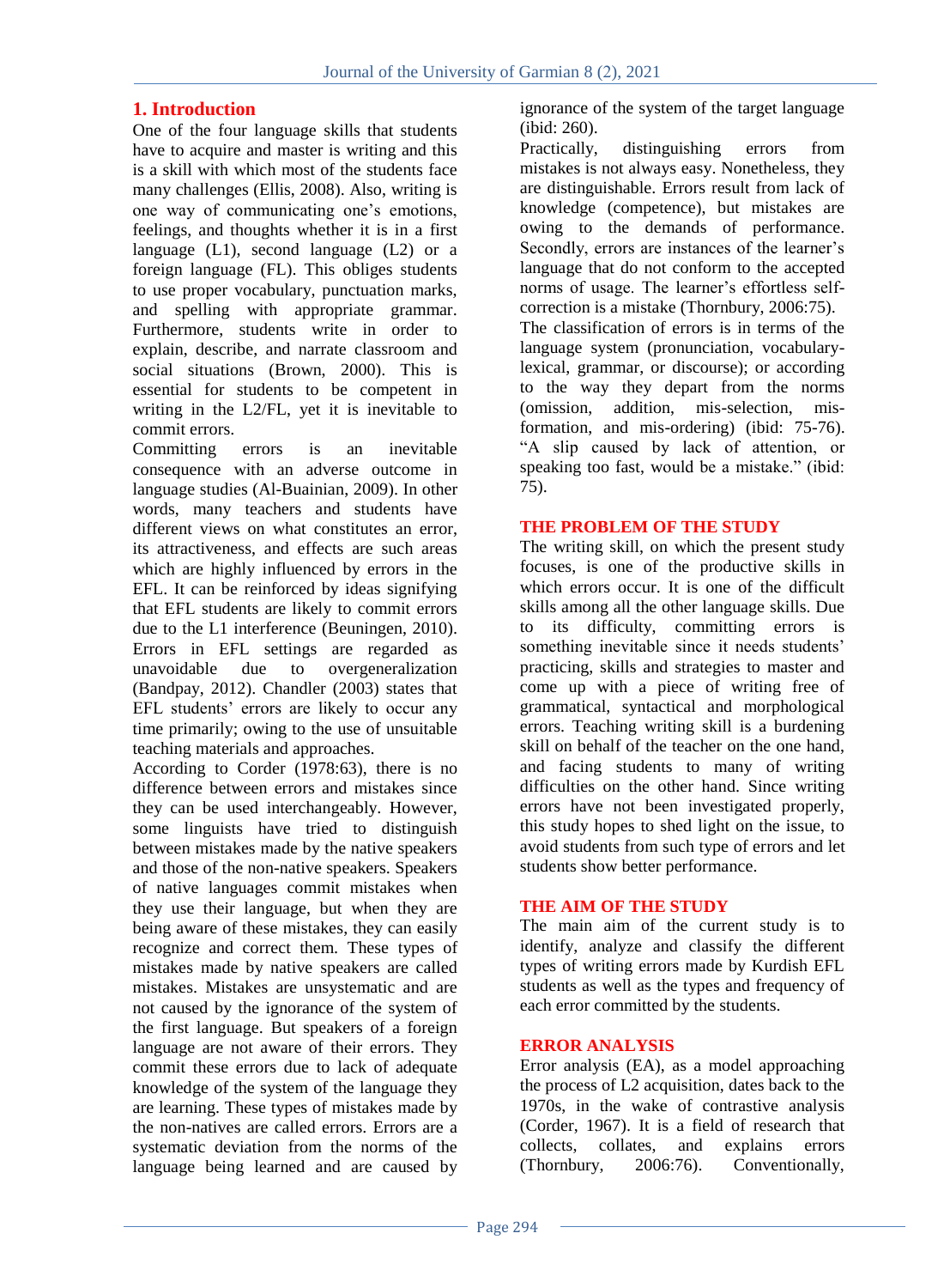## 1. Introduction

One of the four language skills that students have to acquire and master is writing and this is a skill with which most of the students face many challenges (Ellis, 2008). Also, writing is one way of communicating one's emotions, feelings, and thoughts whether it is in a first language (L1), second language (L2) or a foreign language (FL). This obliges students to use proper vocabulary, punctuation marks, and spelling with appropriate grammar. Furthermore, students write in order to explain, describe, and narrate classroom and social situations (Brown, 2000). This is essential for students to be competent in writing in the L2/FL, yet it is inevitable to commit errors.

Committing errors is an inevitable consequence with an adverse outcome in language studies (Al-Buainian, 2009). In other words, many teachers and students have different views on what constitutes an error, its attractiveness, and effects are such areas which are highly influenced by errors in the EFL. It can be reinforced by ideas signifying that EFL students are likely to commit errors due to the L1 interference (Beuningen, 2010). Errors in EFL settings are regarded as unavoidable due to overgeneralization (Bandpay, 2012). Chandler (2003) states that EFL students' errors are likely to occur any time primarily; owing to the use of unsuitable teaching materials and approaches.

According to Corder (1978:63), there is no difference between errors and mistakes since they can be used interchangeably. However, some linguists have tried to distinguish between mistakes made by the native speakers and those of the non-native speakers. Speakers of native languages commit mistakes when they use their language, but when they are being aware of these mistakes, they can easily recognize and correct them. These types of mistakes made by native speakers are called mistakes. Mistakes are unsystematic and are not caused by the ignorance of the system of the first language. But speakers of a foreign language are not aware of their errors. They commit these errors due to lack of adequate knowledge of the system of the language they are learning. These types of mistakes made by the non-natives are called errors. Errors are a systematic deviation from the norms of the language being learned and are caused by ignorance of the system of the target language (ibid: 260).

Practically, distinguishing errors from mistakes is not always easy. Nonetheless, they are distinguishable. Errors result from lack of knowledge (competence), but mistakes are owing to the demands of performance. Secondly, errors are instances of the learner's language that do not conform to the accepted norms of usage. The learner's effortless self-correction is a mistake (Thornbury, 2006:75).

The classification of errors is in terms of the language system (pronunciation, vocabulary-lexical, grammar, or discourse); or according to the way they depart from the norms (omission, addition, mis-selection, mis-formation, and mis-ordering) (ibid: 75-76). "A slip caused by lack of attention, or speaking too fast, would be a mistake." (ibid: 75).

## THE PROBLEM OF THE STUDY

The writing skill, on which the present study focuses, is one of the productive skills in which errors occur. It is one of the difficult skills among all the other language skills. Due to its difficulty, committing errors is something inevitable since it needs students' practicing, skills and strategies to master and come up with a piece of writing free of grammatical, syntactical and morphological errors. Teaching writing skill is a burdening skill on behalf of the teacher on the one hand, and facing students to many of writing difficulties on the other hand. Since writing errors have not been investigated properly, this study hopes to shed light on the issue, to avoid students from such type of errors and let students show better performance.

## THE AIM OF THE STUDY

The main aim of the current study is to identify, analyze and classify the different types of writing errors made by Kurdish EFL students as well as the types and frequency of each error committed by the students.

## ERROR ANALYSIS

Error analysis (EA), as a model approaching the process of L2 acquisition, dates back to the 1970s, in the wake of contrastive analysis (Corder, 1967). It is a field of research that collects, collates, and explains errors (Thornbury, 2006:76). Conventionally,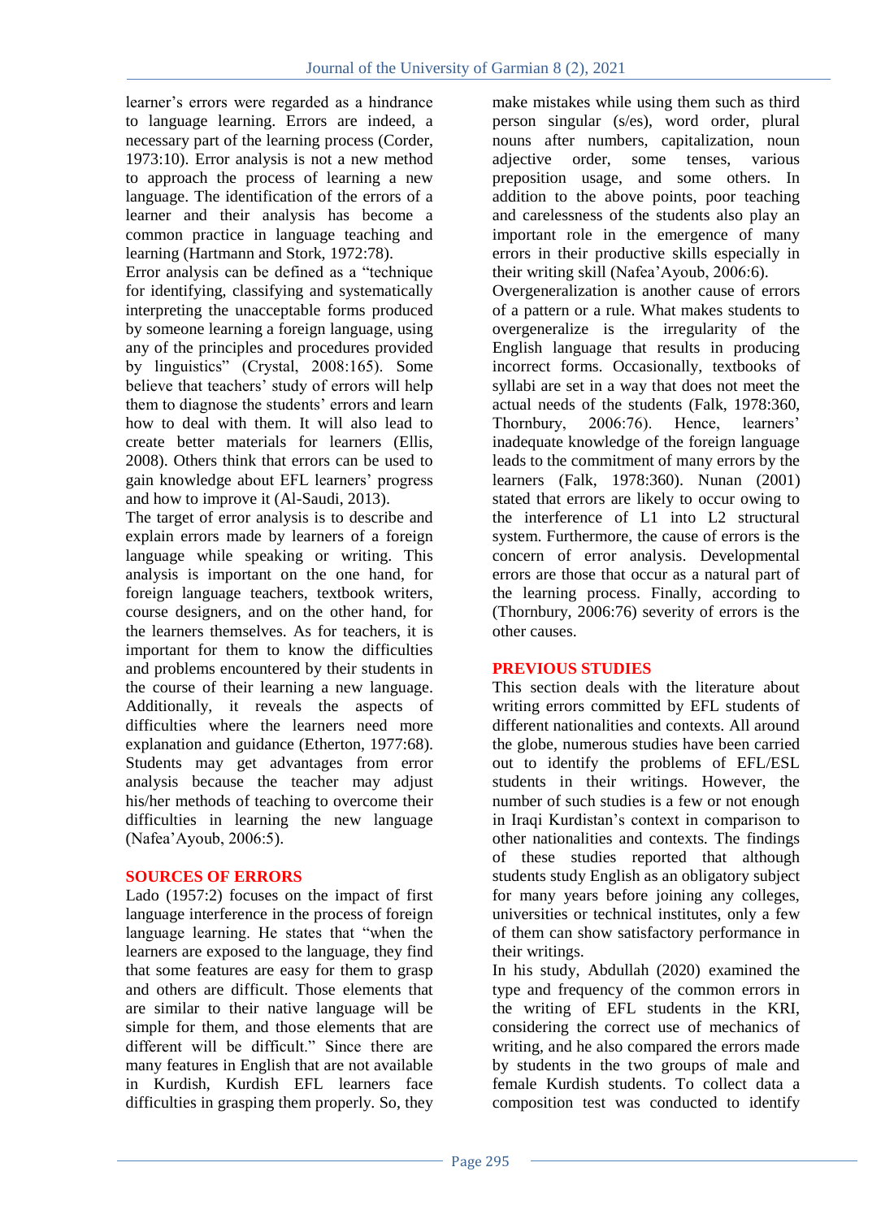learner's errors were regarded as a hindrance to language learning. Errors are indeed, a necessary part of the learning process (Corder, 1973:10). Error analysis is not a new method to approach the process of learning a new language. The identification of the errors of a learner and their analysis has become a common practice in language teaching and learning (Hartmann and Stork, 1972:78).

Error analysis can be defined as a "technique for identifying, classifying and systematically interpreting the unacceptable forms produced by someone learning a foreign language, using any of the principles and procedures provided by linguistics" (Crystal, 2008:165). Some believe that teachers' study of errors will help them to diagnose the students' errors and learn how to deal with them. It will also lead to create better materials for learners (Ellis, 2008). Others think that errors can be used to gain knowledge about EFL learners' progress and how to improve it (Al-Saudi, 2013).

The target of error analysis is to describe and explain errors made by learners of a foreign language while speaking or writing. This analysis is important on the one hand, for foreign language teachers, textbook writers, course designers, and on the other hand, for the learners themselves. As for teachers, it is important for them to know the difficulties and problems encountered by their students in the course of their learning a new language. Additionally, it reveals the aspects of difficulties where the learners need more explanation and guidance (Etherton, 1977:68). Students may get advantages from error analysis because the teacher may adjust his/her methods of teaching to overcome their difficulties in learning the new language (Nafea'Ayoub, 2006:5).

## SOURCES OF ERRORS

Lado (1957:2) focuses on the impact of first language interference in the process of foreign language learning. He states that "when the learners are exposed to the language, they find that some features are easy for them to grasp and others are difficult. Those elements that are similar to their native language will be simple for them, and those elements that are different will be difficult." Since there are many features in English that are not available in Kurdish, Kurdish EFL learners face difficulties in grasping them properly. So, they make mistakes while using them such as third person singular (s/es), word order, plural nouns after numbers, capitalization, noun adjective order, some tenses, various preposition usage, and some others. In addition to the above points, poor teaching and carelessness of the students also play an important role in the emergence of many errors in their productive skills especially in their writing skill (Nafea'Ayoub, 2006:6).

Overgeneralization is another cause of errors of a pattern or a rule. What makes students to overgeneralize is the irregularity of the English language that results in producing incorrect forms. Occasionally, textbooks of syllabi are set in a way that does not meet the actual needs of the students (Falk, 1978:360, Thornbury, 2006:76). Hence, learners' inadequate knowledge of the foreign language leads to the commitment of many errors by the learners (Falk, 1978:360). Nunan (2001) stated that errors are likely to occur owing to the interference of L1 into L2 structural system. Furthermore, the cause of errors is the concern of error analysis. Developmental errors are those that occur as a natural part of the learning process. Finally, according to (Thornbury, 2006:76) severity of errors is the other causes.

## PREVIOUS STUDIES

This section deals with the literature about writing errors committed by EFL students of different nationalities and contexts. All around the globe, numerous studies have been carried out to identify the problems of EFL/ESL students in their writings. However, the number of such studies is a few or not enough in Iraqi Kurdistan's context in comparison to other nationalities and contexts. The findings of these studies reported that although students study English as an obligatory subject for many years before joining any colleges, universities or technical institutes, only a few of them can show satisfactory performance in their writings.

In his study, Abdullah (2020) examined the type and frequency of the common errors in the writing of EFL students in the KRI, considering the correct use of mechanics of writing, and he also compared the errors made by students in the two groups of male and female Kurdish students. To collect data a composition test was conducted to identify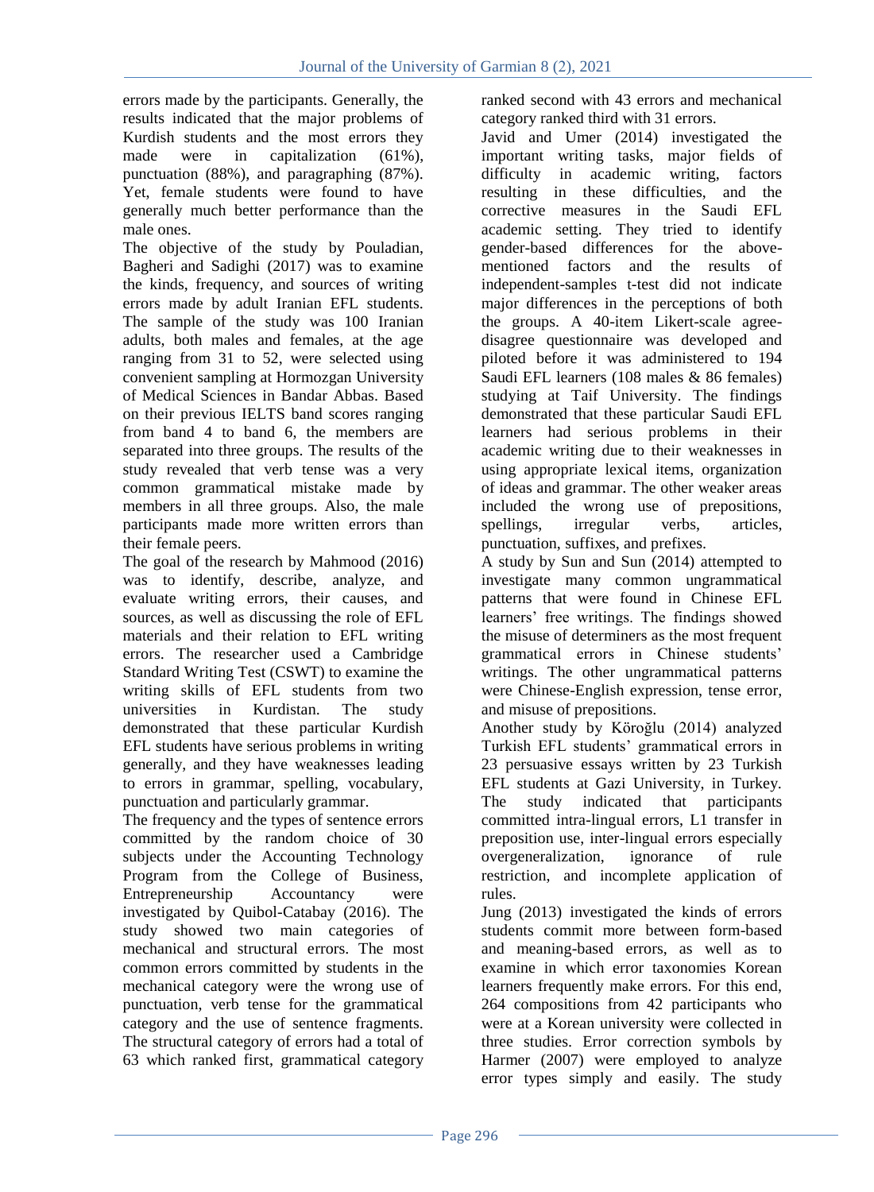errors made by the participants. Generally, the results indicated that the major problems of Kurdish students and the most errors they made were in capitalization (61%), punctuation (88%), and paragraphing (87%). Yet, female students were found to have generally much better performance than the male ones.

The objective of the study by Pouladian, Bagheri and Sadighi (2017) was to examine the kinds, frequency, and sources of writing errors made by adult Iranian EFL students. The sample of the study was 100 Iranian adults, both males and females, at the age ranging from 31 to 52, were selected using convenient sampling at Hormozgan University of Medical Sciences in Bandar Abbas. Based on their previous IELTS band scores ranging from band 4 to band 6, the members are separated into three groups. The results of the study revealed that verb tense was a very common grammatical mistake made by members in all three groups. Also, the male participants made more written errors than their female peers.

The goal of the research by Mahmood (2016) was to identify, describe, analyze, and evaluate writing errors, their causes, and sources, as well as discussing the role of EFL materials and their relation to EFL writing errors. The researcher used a Cambridge Standard Writing Test (CSWT) to examine the writing skills of EFL students from two universities in Kurdistan. The study demonstrated that these particular Kurdish EFL students have serious problems in writing generally, and they have weaknesses leading to errors in grammar, spelling, vocabulary, punctuation and particularly grammar.

The frequency and the types of sentence errors committed by the random choice of 30 subjects under the Accounting Technology Program from the College of Business, Entrepreneurship Accountancy were investigated by Quibol-Catabay (2016). The study showed two main categories of mechanical and structural errors. The most common errors committed by students in the mechanical category were the wrong use of punctuation, verb tense for the grammatical category and the use of sentence fragments. The structural category of errors had a total of 63 which ranked first, grammatical category ranked second with 43 errors and mechanical category ranked third with 31 errors.

Javid and Umer (2014) investigated the important writing tasks, major fields of difficulty in academic writing, factors resulting in these difficulties, and the corrective measures in the Saudi EFL academic setting. They tried to identify gender-based differences for the above-mentioned factors and the results of independent-samples t-test did not indicate major differences in the perceptions of both the groups. A 40-item Likert-scale agree-disagree questionnaire was developed and piloted before it was administered to 194 Saudi EFL learners (108 males & 86 females) studying at Taif University. The findings demonstrated that these particular Saudi EFL learners had serious problems in their academic writing due to their weaknesses in using appropriate lexical items, organization of ideas and grammar. The other weaker areas included the wrong use of prepositions, spellings, irregular verbs, articles, punctuation, suffixes, and prefixes.

A study by Sun and Sun (2014) attempted to investigate many common ungrammatical patterns that were found in Chinese EFL learners' free writings. The findings showed the misuse of determiners as the most frequent grammatical errors in Chinese students' writings. The other ungrammatical patterns were Chinese-English expression, tense error, and misuse of prepositions.

Another study by Köroğlu (2014) analyzed Turkish EFL students' grammatical errors in 23 persuasive essays written by 23 Turkish EFL students at Gazi University, in Turkey. The study indicated that participants committed intra-lingual errors, L1 transfer in preposition use, inter-lingual errors especially overgeneralization, ignorance of rule restriction, and incomplete application of rules.

Jung (2013) investigated the kinds of errors students commit more between form-based and meaning-based errors, as well as to examine in which error taxonomies Korean learners frequently make errors. For this end, 264 compositions from 42 participants who were at a Korean university were collected in three studies. Error correction symbols by Harmer (2007) were employed to analyze error types simply and easily. The study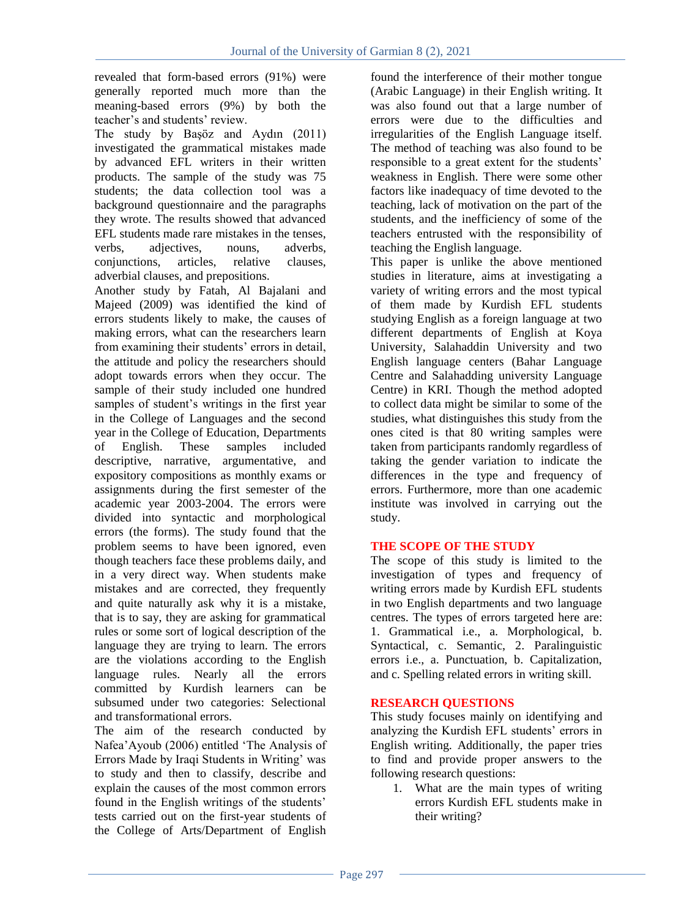revealed that form-based errors (91%) were generally reported much more than the meaning-based errors (9%) by both the teacher's and students' review.

The study by Başöz and Aydın (2011) investigated the grammatical mistakes made by advanced EFL writers in their written products. The sample of the study was 75 students; the data collection tool was a background questionnaire and the paragraphs they wrote. The results showed that advanced EFL students made rare mistakes in the tenses, verbs, adjectives, nouns, adverbs, conjunctions, articles, relative clauses, adverbial clauses, and prepositions.

Another study by Fatah, Al Bajalani and Majeed (2009) was identified the kind of errors students likely to make, the causes of making errors, what can the researchers learn from examining their students' errors in detail, the attitude and policy the researchers should adopt towards errors when they occur. The sample of their study included one hundred samples of student's writings in the first year in the College of Languages and the second year in the College of Education, Departments of English. These samples included descriptive, narrative, argumentative, and expository compositions as monthly exams or assignments during the first semester of the academic year 2003-2004. The errors were divided into syntactic and morphological errors (the forms). The study found that the problem seems to have been ignored, even though teachers face these problems daily, and in a very direct way. When students make mistakes and are corrected, they frequently and quite naturally ask why it is a mistake, that is to say, they are asking for grammatical rules or some sort of logical description of the language they are trying to learn. The errors are the violations according to the English language rules. Nearly all the errors committed by Kurdish learners can be subsumed under two categories: Selectional and transformational errors.

The aim of the research conducted by Nafea'Ayoub (2006) entitled 'The Analysis of Errors Made by Iraqi Students in Writing' was to study and then to classify, describe and explain the causes of the most common errors found in the English writings of the students' tests carried out on the first-year students of the College of Arts/Department of English found the interference of their mother tongue (Arabic Language) in their English writing. It was also found out that a large number of errors were due to the difficulties and irregularities of the English Language itself. The method of teaching was also found to be responsible to a great extent for the students' weakness in English. There were some other factors like inadequacy of time devoted to the teaching, lack of motivation on the part of the students, and the inefficiency of some of the teachers entrusted with the responsibility of teaching the English language.

This paper is unlike the above mentioned studies in literature, aims at investigating a variety of writing errors and the most typical of them made by Kurdish EFL students studying English as a foreign language at two different departments of English at Koya University, Salahaddin University and two English language centers (Bahar Language Centre and Salahadding university Language Centre) in KRI. Though the method adopted to collect data might be similar to some of the studies, what distinguishes this study from the ones cited is that 80 writing samples were taken from participants randomly regardless of taking the gender variation to indicate the differences in the type and frequency of errors. Furthermore, more than one academic institute was involved in carrying out the study.

## THE SCOPE OF THE STUDY

The scope of this study is limited to the investigation of types and frequency of writing errors made by Kurdish EFL students in two English departments and two language centres. The types of errors targeted here are: 1. Grammatical i.e., a. Morphological, b. Syntactical, c. Semantic, 2. Paralinguistic errors i.e., a. Punctuation, b. Capitalization, and c. Spelling related errors in writing skill.

## RESEARCH QUESTIONS

This study focuses mainly on identifying and analyzing the Kurdish EFL students' errors in English writing. Additionally, the paper tries to find and provide proper answers to the following research questions:

1. What are the main types of writing errors Kurdish EFL students make in their writing?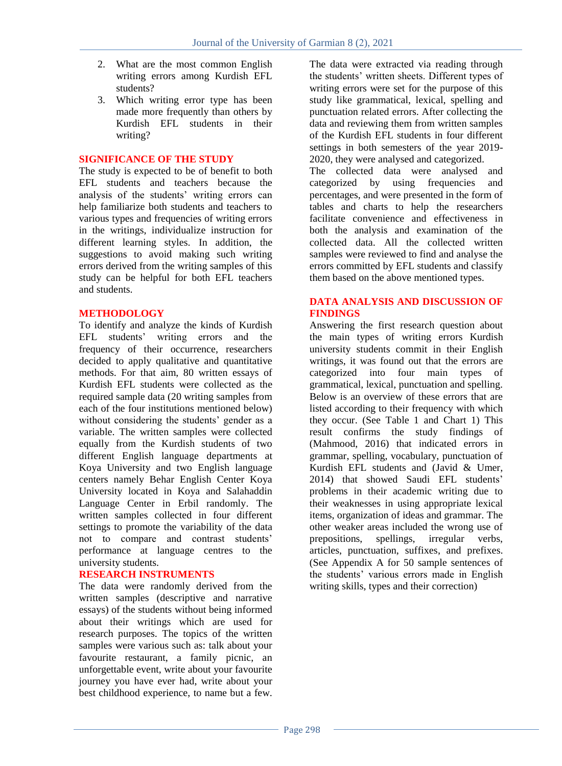2. What are the most common English writing errors among Kurdish EFL students?
3. Which writing error type has been made more frequently than others by Kurdish EFL students in their writing?

## SIGNIFICANCE OF THE STUDY

The study is expected to be of benefit to both EFL students and teachers because the analysis of the students' writing errors can help familiarize both students and teachers to various types and frequencies of writing errors in the writings, individualize instruction for different learning styles. In addition, the suggestions to avoid making such writing errors derived from the writing samples of this study can be helpful for both EFL teachers and students.

## METHODOLOGY

To identify and analyze the kinds of Kurdish EFL students' writing errors and the frequency of their occurrence, researchers decided to apply qualitative and quantitative methods. For that aim, 80 written essays of Kurdish EFL students were collected as the required sample data (20 writing samples from each of the four institutions mentioned below) without considering the students' gender as a variable. The written samples were collected equally from the Kurdish students of two different English language departments at Koya University and two English language centers namely Behar English Center Koya University located in Koya and Salahaddin Language Center in Erbil randomly. The written samples collected in four different settings to promote the variability of the data not to compare and contrast students' performance at language centres to the university students.

## RESEARCH INSTRUMENTS

The data were randomly derived from the written samples (descriptive and narrative essays) of the students without being informed about their writings which are used for research purposes. The topics of the written samples were various such as: talk about your favourite restaurant, a family picnic, an unforgettable event, write about your favourite journey you have ever had, write about your best childhood experience, to name but a few.

The data were extracted via reading through the students' written sheets. Different types of writing errors were set for the purpose of this study like grammatical, lexical, spelling and punctuation related errors. After collecting the data and reviewing them from written samples of the Kurdish EFL students in four different settings in both semesters of the year 2019-2020, they were analysed and categorized.

The collected data were analysed and categorized by using frequencies and percentages, and were presented in the form of tables and charts to help the researchers facilitate convenience and effectiveness in both the analysis and examination of the collected data. All the collected written samples were reviewed to find and analyse the errors committed by EFL students and classify them based on the above mentioned types.

## DATA ANALYSIS AND DISCUSSION OF FINDINGS

Answering the first research question about the main types of writing errors Kurdish university students commit in their English writings, it was found out that the errors are categorized into four main types of grammatical, lexical, punctuation and spelling. Below is an overview of these errors that are listed according to their frequency with which they occur. (See Table 1 and Chart 1) This result confirms the study findings of (Mahmood, 2016) that indicated errors in grammar, spelling, vocabulary, punctuation of Kurdish EFL students and (Javid & Umer, 2014) that showed Saudi EFL students' problems in their academic writing due to their weaknesses in using appropriate lexical items, organization of ideas and grammar. The other weaker areas included the wrong use of prepositions, spellings, irregular verbs, articles, punctuation, suffixes, and prefixes. (See Appendix A for 50 sample sentences of the students' various errors made in English writing skills, types and their correction)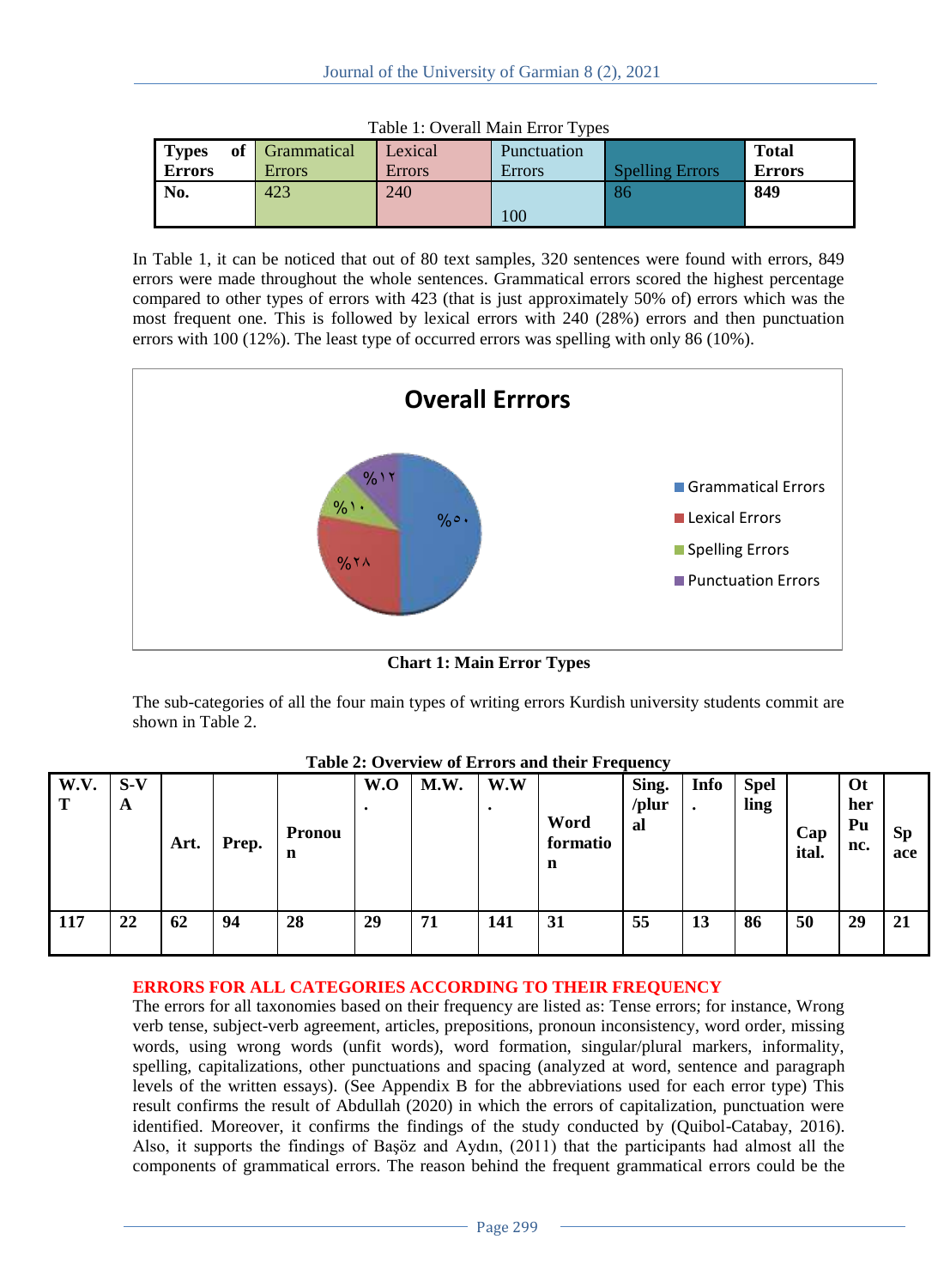Table 1: Overall Main Error Types

| Types of Errors | Grammatical Errors | Lexical Errors | Punctuation Errors | Spelling Errors | Total Errors |
|---|---|---|---|---|---|
| No. | 423 | 240 | 100 | 86 | 849 |

In Table 1, it can be noticed that out of 80 text samples, 320 sentences were found with errors, 849 errors were made throughout the whole sentences. Grammatical errors scored the highest percentage compared to other types of errors with 423 (that is just approximately 50% of) errors which was the most frequent one. This is followed by lexical errors with 240 (28%) errors and then punctuation errors with 100 (12%). The least type of occurred errors was spelling with only 86 (10%).

**Chart 1: Main Error Types**

The sub-categories of all the four main types of writing errors Kurdish university students commit are shown in Table 2.

**Table 2: Overview of Errors and their Frequency**

| W.V.T | S-VA | Art. | Prep. | Pronoun | W.O. | M.W. | W.W. | Word formation | Sing./plural | Info. | Spelling | Capital. | Other Punc. | Space |
|---|---|---|---|---|---|---|---|---|---|---|---|---|---|---|
| 117 | 22 | 62 | 94 | 28 | 29 | 71 | 141 | 31 | 55 | 13 | 86 | 50 | 29 | 21 |

## ERRORS FOR ALL CATEGORIES ACCORDING TO THEIR FREQUENCY

The errors for all taxonomies based on their frequency are listed as: Tense errors; for instance, Wrong verb tense, subject-verb agreement, articles, prepositions, pronoun inconsistency, word order, missing words, using wrong words (unfit words), word formation, singular/plural markers, informality, spelling, capitalizations, other punctuations and spacing (analyzed at word, sentence and paragraph levels of the written essays). (See Appendix B for the abbreviations used for each error type) This result confirms the result of Abdullah (2020) in which the errors of capitalization, punctuation were identified. Moreover, it confirms the findings of the study conducted by (Quibol-Catabay, 2016). Also, it supports the findings of Başöz and Aydın, (2011) that the participants had almost all the components of grammatical errors. The reason behind the frequent grammatical errors could be the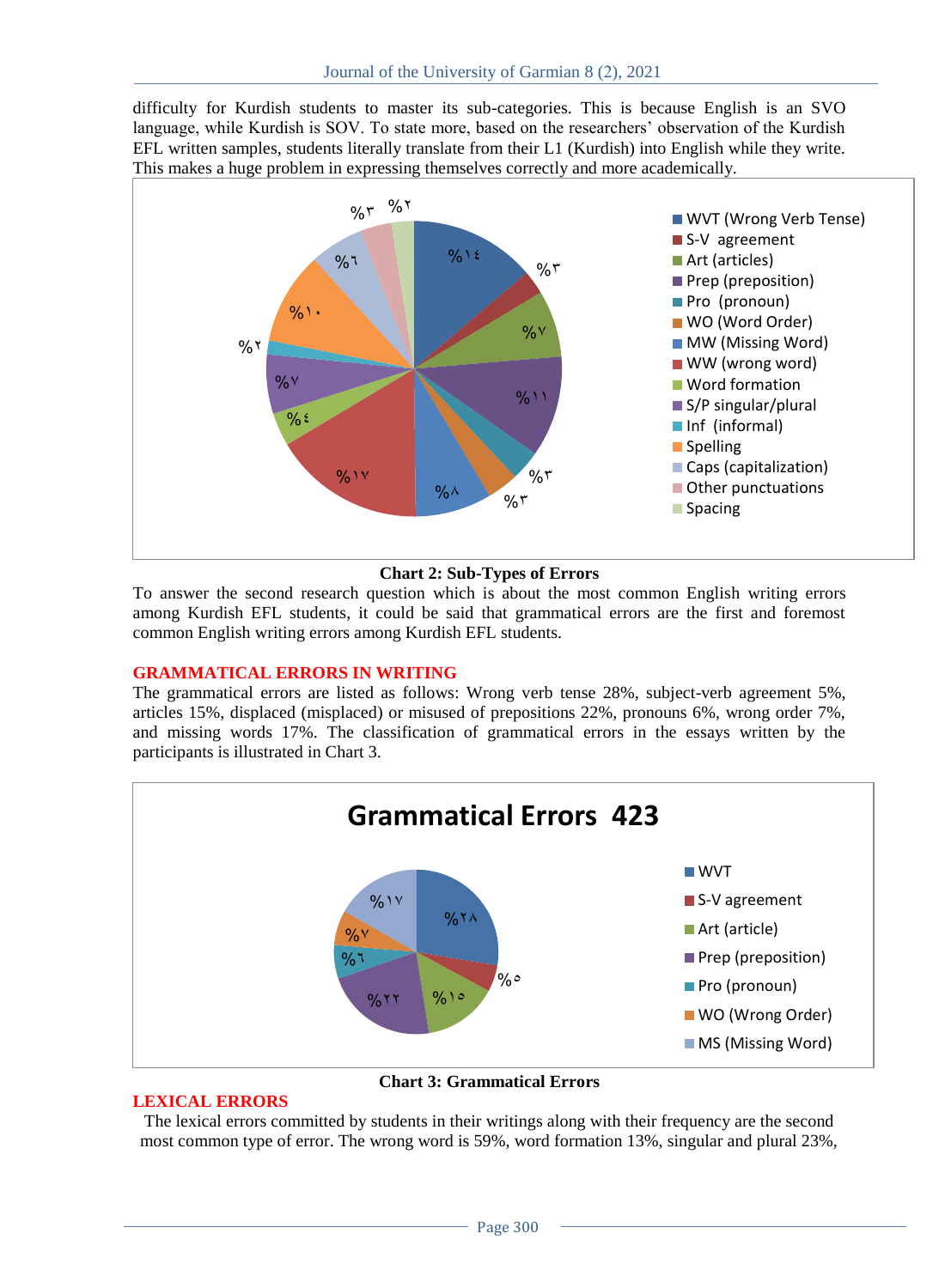difficulty for Kurdish students to master its sub-categories. This is because English is an SVO language, while Kurdish is SOV. To state more, based on the researchers' observation of the Kurdish EFL written samples, students literally translate from their L1 (Kurdish) into English while they write. This makes a huge problem in expressing themselves correctly and more academically.

**Chart 2: Sub-Types of Errors**

To answer the second research question which is about the most common English writing errors among Kurdish EFL students, it could be said that grammatical errors are the first and foremost common English writing errors among Kurdish EFL students.

## GRAMMATICAL ERRORS IN WRITING

The grammatical errors are listed as follows: Wrong verb tense 28%, subject-verb agreement 5%, articles 15%, displaced (misplaced) or misused of prepositions 22%, pronouns 6%, wrong order 7%, and missing words 17%. The classification of grammatical errors in the essays written by the participants is illustrated in Chart 3.

**Chart 3: Grammatical Errors**

## LEXICAL ERRORS

The lexical errors committed by students in their writings along with their frequency are the second most common type of error. The wrong word is 59%, word formation 13%, singular and plural 23%,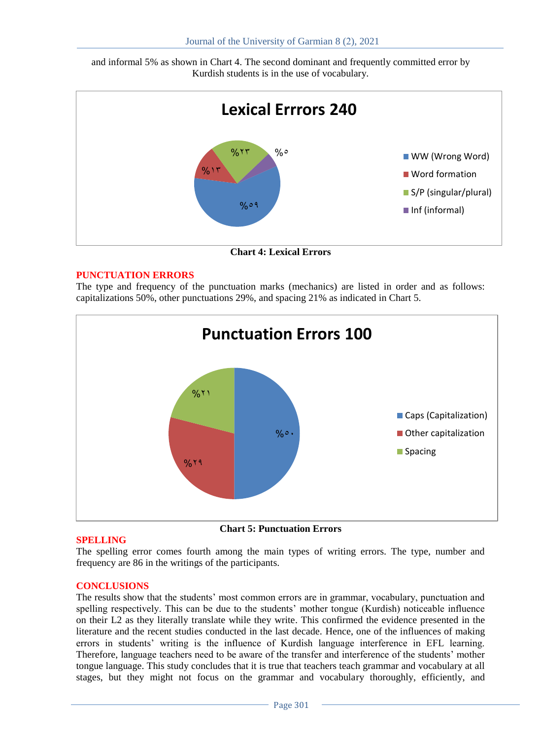and informal 5% as shown in Chart 4. The second dominant and frequently committed error by Kurdish students is in the use of vocabulary.

**Lexical Errrors 240**

- WW (Wrong Word) %٥٩
- Word formation %١٣
- S/P (singular/plural) %٢٣
- Inf (informal) %٥

**Chart 4: Lexical Errors**

## PUNCTUATION ERRORS

The type and frequency of the punctuation marks (mechanics) are listed in order and as follows: capitalizations 50%, other punctuations 29%, and spacing 21% as indicated in Chart 5.

**Punctuation Errors 100**

- Caps (Capitalization) %٥٠
- Other capitalization %٢٩
- Spacing %٢١

**Chart 5: Punctuation Errors**

## SPELLING

The spelling error comes fourth among the main types of writing errors. The type, number and frequency are 86 in the writings of the participants.

## CONCLUSIONS

The results show that the students' most common errors are in grammar, vocabulary, punctuation and spelling respectively. This can be due to the students' mother tongue (Kurdish) noticeable influence on their L2 as they literally translate while they write. This confirmed the evidence presented in the literature and the recent studies conducted in the last decade. Hence, one of the influences of making errors in students' writing is the influence of Kurdish language interference in EFL learning. Therefore, language teachers need to be aware of the transfer and interference of the students' mother tongue language. This study concludes that it is true that teachers teach grammar and vocabulary at all stages, but they might not focus on the grammar and vocabulary thoroughly, efficiently, and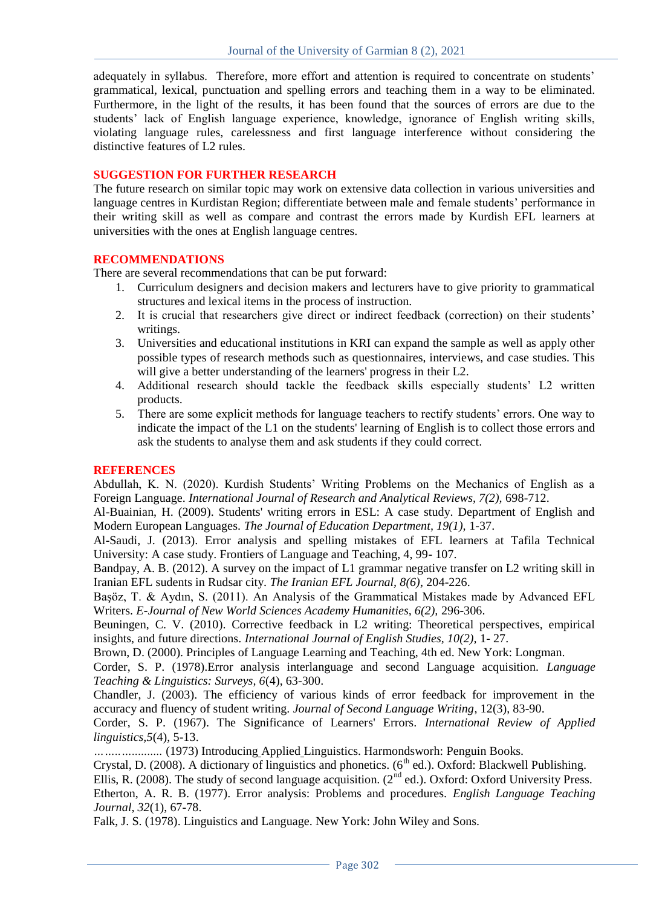adequately in syllabus. Therefore, more effort and attention is required to concentrate on students' grammatical, lexical, punctuation and spelling errors and teaching them in a way to be eliminated. Furthermore, in the light of the results, it has been found that the sources of errors are due to the students' lack of English language experience, knowledge, ignorance of English writing skills, violating language rules, carelessness and first language interference without considering the distinctive features of L2 rules.

## SUGGESTION FOR FURTHER RESEARCH

The future research on similar topic may work on extensive data collection in various universities and language centres in Kurdistan Region; differentiate between male and female students' performance in their writing skill as well as compare and contrast the errors made by Kurdish EFL learners at universities with the ones at English language centres.

## RECOMMENDATIONS

There are several recommendations that can be put forward:

1. Curriculum designers and decision makers and lecturers have to give priority to grammatical structures and lexical items in the process of instruction.
2. It is crucial that researchers give direct or indirect feedback (correction) on their students' writings.
3. Universities and educational institutions in KRI can expand the sample as well as apply other possible types of research methods such as questionnaires, interviews, and case studies. This will give a better understanding of the learners' progress in their L2.
4. Additional research should tackle the feedback skills especially students' L2 written products.
5. There are some explicit methods for language teachers to rectify students' errors. One way to indicate the impact of the L1 on the students' learning of English is to collect those errors and ask the students to analyse them and ask students if they could correct.

## REFERENCES

Abdullah, K. N. (2020). Kurdish Students' Writing Problems on the Mechanics of English as a Foreign Language. *International Journal of Research and Analytical Reviews, 7(2),* 698-712.

Al-Buainian, H. (2009). Students' writing errors in ESL: A case study. Department of English and Modern European Languages. *The Journal of Education Department, 19(1),* 1-37.

Al-Saudi, J. (2013). Error analysis and spelling mistakes of EFL learners at Tafila Technical University: A case study. Frontiers of Language and Teaching, 4, 99- 107.

Bandpay, A. B. (2012). A survey on the impact of L1 grammar negative transfer on L2 writing skill in Iranian EFL sudents in Rudsar city. *The Iranian EFL Journal, 8(6)*, 204-226.

Başöz, T. & Aydın, S. (2011). An Analysis of the Grammatical Mistakes made by Advanced EFL Writers. *E-Journal of New World Sciences Academy Humanities, 6(2),* 296-306.

Beuningen, C. V. (2010). Corrective feedback in L2 writing: Theoretical perspectives, empirical insights, and future directions. *International Journal of English Studies, 10(2),* 1- 27.

Brown, D. (2000). Principles of Language Learning and Teaching, 4th ed. New York: Longman.

Corder, S. P. (1978).Error analysis interlanguage and second Language acquisition. *Language Teaching & Linguistics: Surveys, 6*(4), 63-300.

Chandler, J. (2003). The efficiency of various kinds of error feedback for improvement in the accuracy and fluency of student writing. *Journal of Second Language Writing*, 12(3), 83-90.

Corder, S. P. (1967). The Significance of Learners' Errors. *International Review of Applied linguistics,5*(4), 5-13.

………………… (1973) Introducing Applied Linguistics. Harmondsworh: Penguin Books.

Crystal, D. (2008). A dictionary of linguistics and phonetics. (6th ed.). Oxford: Blackwell Publishing.

Ellis, R. (2008). The study of second language acquisition. (2nd ed.). Oxford: Oxford University Press.

Etherton, A. R. B. (1977). Error analysis: Problems and procedures. *English Language Teaching Journal, 32*(1), 67-78.

Falk, J. S. (1978). Linguistics and Language. New York: John Wiley and Sons.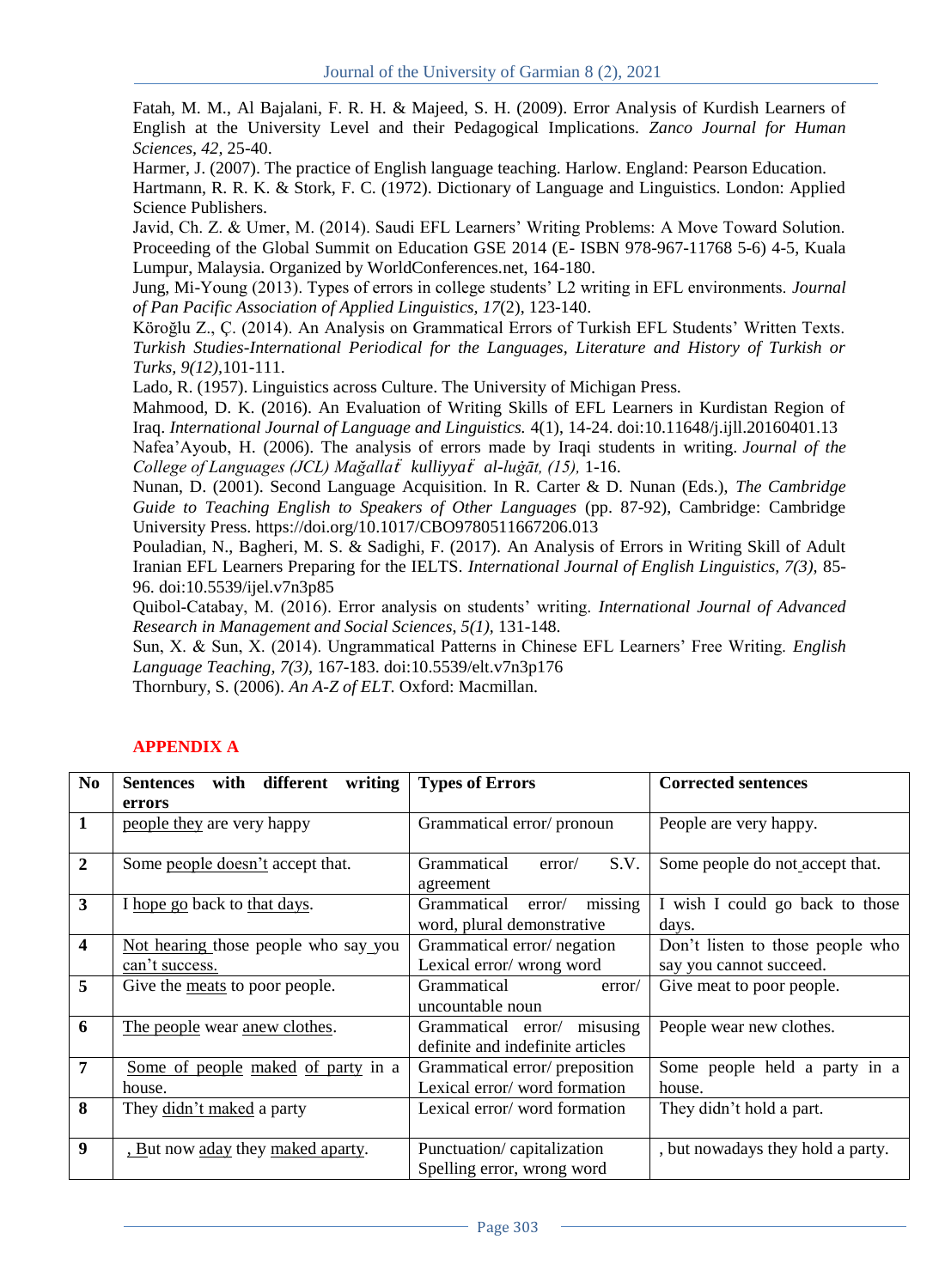Fatah, M. M., Al Bajalani, F. R. H. & Majeed, S. H. (2009). Error Analysis of Kurdish Learners of English at the University Level and their Pedagogical Implications. *Zanco Journal for Human Sciences*, *42*, 25-40.

Harmer, J. (2007). The practice of English language teaching. Harlow. England: Pearson Education.

Hartmann, R. R. K. & Stork, F. C. (1972). Dictionary of Language and Linguistics. London: Applied Science Publishers.

Javid, Ch. Z. & Umer, M. (2014). Saudi EFL Learners' Writing Problems: A Move Toward Solution. Proceeding of the Global Summit on Education GSE 2014 (E- ISBN 978-967-11768 5-6) 4-5, Kuala Lumpur, Malaysia. Organized by WorldConferences.net, 164-180.

Jung, Mi-Young (2013). Types of errors in college students' L2 writing in EFL environments. *Journal of Pan Pacific Association of Applied Linguistics, 17*(2), 123-140.

Köroğlu Z., Ç. (2014). An Analysis on Grammatical Errors of Turkish EFL Students' Written Texts. *Turkish Studies-International Periodical for the Languages, Literature and History of Turkish or Turks, 9(12),*101-111.

Lado, R. (1957). Linguistics across Culture. The University of Michigan Press.

Mahmood, D. K. (2016). An Evaluation of Writing Skills of EFL Learners in Kurdistan Region of Iraq. *International Journal of Language and Linguistics.* 4(1), 14-24. doi:10.11648/j.ijll.20160401.13

Nafea'Ayoub, H. (2006). The analysis of errors made by Iraqi students in writing. *Journal of the College of Languages (JCL) Mağallaẗ kulliyyaẗ al-luġāt, (15),* 1-16.

Nunan, D. (2001). Second Language Acquisition. In R. Carter & D. Nunan (Eds.), *The Cambridge Guide to Teaching English to Speakers of Other Languages* (pp. 87-92), Cambridge: Cambridge University Press. https://doi.org/10.1017/CBO9780511667206.013

Pouladian, N., Bagheri, M. S. & Sadighi, F. (2017). An Analysis of Errors in Writing Skill of Adult Iranian EFL Learners Preparing for the IELTS. *International Journal of English Linguistics, 7(3),* 85-96. doi:10.5539/ijel.v7n3p85

Quibol-Catabay, M. (2016). Error analysis on students' writing. *International Journal of Advanced Research in Management and Social Sciences, 5(1),* 131-148.

Sun, X. & Sun, X. (2014). Ungrammatical Patterns in Chinese EFL Learners' Free Writing. *English Language Teaching, 7(3),* 167-183. doi:10.5539/elt.v7n3p176

Thornbury, S. (2006). *An A-Z of ELT.* Oxford: Macmillan.

## APPENDIX A

| No | Sentences with different writing errors | Types of Errors | Corrected sentences |
|---|---|---|---|
| 1 | people they are very happy | Grammatical error/ pronoun | People are very happy. |
| 2 | Some people doesn't accept that. | Grammatical error/ S.V. agreement | Some people do not accept that. |
| 3 | I hope go back to that days. | Grammatical error/ missing word, plural demonstrative | I wish I could go back to those days. |
| 4 | Not hearing those people who say you can't success. | Grammatical error/ negation Lexical error/ wrong word | Don't listen to those people who say you cannot succeed. |
| 5 | Give the meats to poor people. | Grammatical error/ uncountable noun | Give meat to poor people. |
| 6 | The people wear anew clothes. | Grammatical error/ misusing definite and indefinite articles | People wear new clothes. |
| 7 | Some of people maked of party in a house. | Grammatical error/ preposition Lexical error/ word formation | Some people held a party in a house. |
| 8 | They didn't maked a party | Lexical error/ word formation | They didn't hold a part. |
| 9 | , But now aday they maked aparty. | Punctuation/ capitalization Spelling error, wrong word | , but nowadays they hold a party. |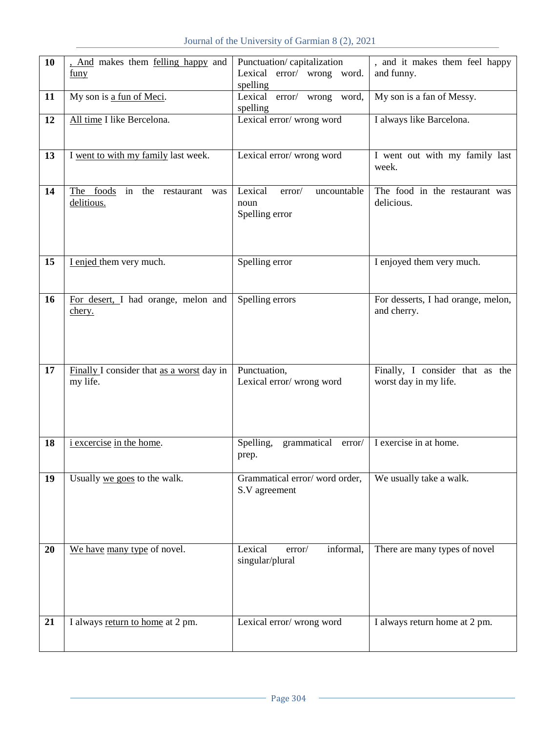| 10 | , And makes them felling happy and funy | Punctuation/ capitalization Lexical error/ wrong word. spelling | , and it makes them feel happy and funny. |
|---|---|---|---|
| 11 | My son is a fun of Meci. | Lexical error/ wrong word, spelling | My son is a fan of Messy. |
| 12 | All time I like Bercelona. | Lexical error/ wrong word | I always like Barcelona. |
| 13 | I went to with my family last week. | Lexical error/ wrong word | I went out with my family last week. |
| 14 | The foods in the restaurant was delitious. | Lexical error/ uncountable noun Spelling error | The food in the restaurant was delicious. |
| 15 | I enjed them very much. | Spelling error | I enjoyed them very much. |
| 16 | For desert, I had orange, melon and chery. | Spelling errors | For desserts, I had orange, melon, and cherry. |
| 17 | Finally I consider that as a worst day in my life. | Punctuation, Lexical error/ wrong word | Finally, I consider that as the worst day in my life. |
| 18 | i excercise in the home. | Spelling, grammatical error/ prep. | I exercise in at home. |
| 19 | Usually we goes to the walk. | Grammatical error/ word order, S.V agreement | We usually take a walk. |
| 20 | We have many type of novel. | Lexical error/ informal, singular/plural | There are many types of novel |
| 21 | I always return to home at 2 pm. | Lexical error/ wrong word | I always return home at 2 pm. |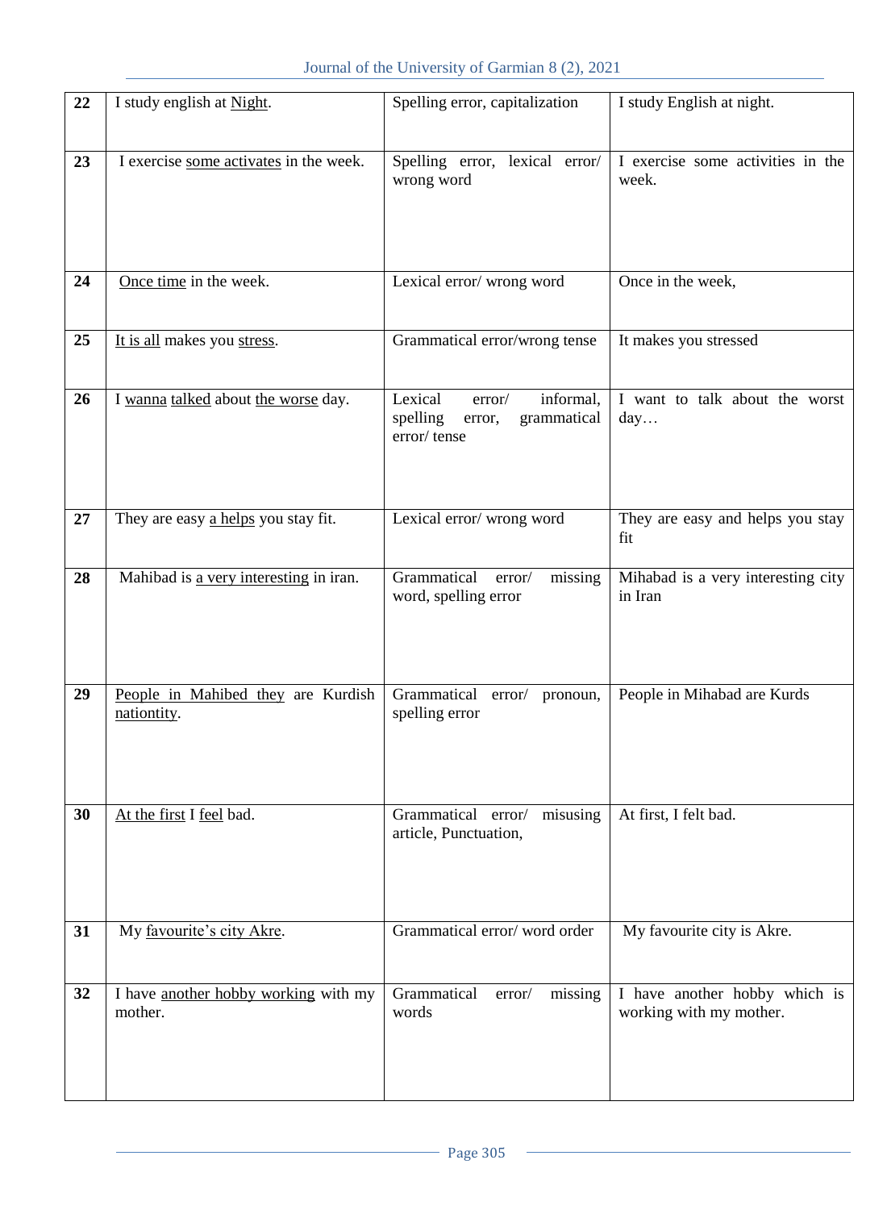| 22 | I study english at Night. | Spelling error, capitalization | I study English at night. |
|---|---|---|---|
| 23 | I exercise some activates in the week. | Spelling error, lexical error/ wrong word | I exercise some activities in the week. |
| 24 | Once time in the week. | Lexical error/ wrong word | Once in the week, |
| 25 | It is all makes you stress. | Grammatical error/wrong tense | It makes you stressed |
| 26 | I wanna talked about the worse day. | Lexical error/ informal, spelling error, grammatical error/ tense | I want to talk about the worst day… |
| 27 | They are easy a helps you stay fit. | Lexical error/ wrong word | They are easy and helps you stay fit |
| 28 | Mahibad is a very interesting in iran. | Grammatical error/ missing word, spelling error | Mihabad is a very interesting city in Iran |
| 29 | People in Mahibed they are Kurdish nationtity. | Grammatical error/ pronoun, spelling error | People in Mihabad are Kurds |
| 30 | At the first I feel bad. | Grammatical error/ misusing article, Punctuation, | At first, I felt bad. |
| 31 | My favourite's city Akre. | Grammatical error/ word order | My favourite city is Akre. |
| 32 | I have another hobby working with my mother. | Grammatical error/ missing words | I have another hobby which is working with my mother. |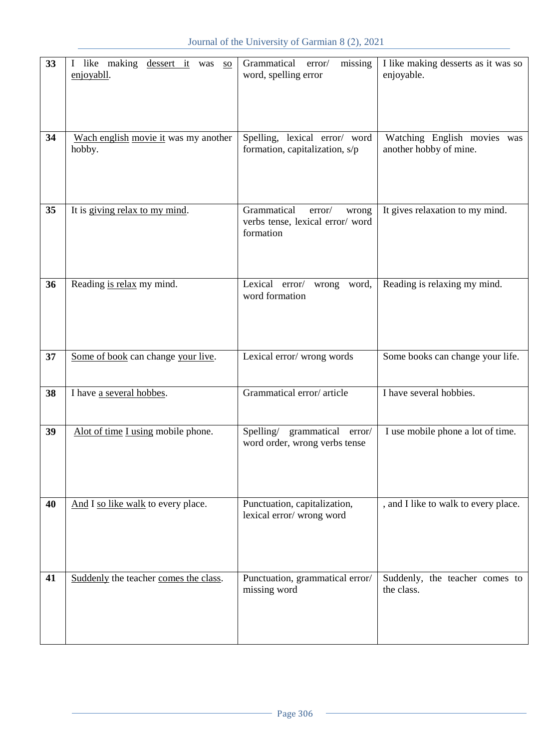| 33 | I like making dessert it was so enjoyabll. | Grammatical error/ missing word, spelling error | I like making desserts as it was so enjoyable. |
|---|---|---|---|
| 34 | Wach english movie it was my another hobby. | Spelling, lexical error/ word formation, capitalization, s/p | Watching English movies was another hobby of mine. |
| 35 | It is giving relax to my mind. | Grammatical error/ wrong verbs tense, lexical error/ word formation | It gives relaxation to my mind. |
| 36 | Reading is relax my mind. | Lexical error/ wrong word, word formation | Reading is relaxing my mind. |
| 37 | Some of book can change your live. | Lexical error/ wrong words | Some books can change your life. |
| 38 | I have a several hobbes. | Grammatical error/ article | I have several hobbies. |
| 39 | Alot of time I using mobile phone. | Spelling/ grammatical error/ word order, wrong verbs tense | I use mobile phone a lot of time. |
| 40 | And I so like walk to every place. | Punctuation, capitalization, lexical error/ wrong word | , and I like to walk to every place. |
| 41 | Suddenly the teacher comes the class. | Punctuation, grammatical error/ missing word | Suddenly, the teacher comes to the class. |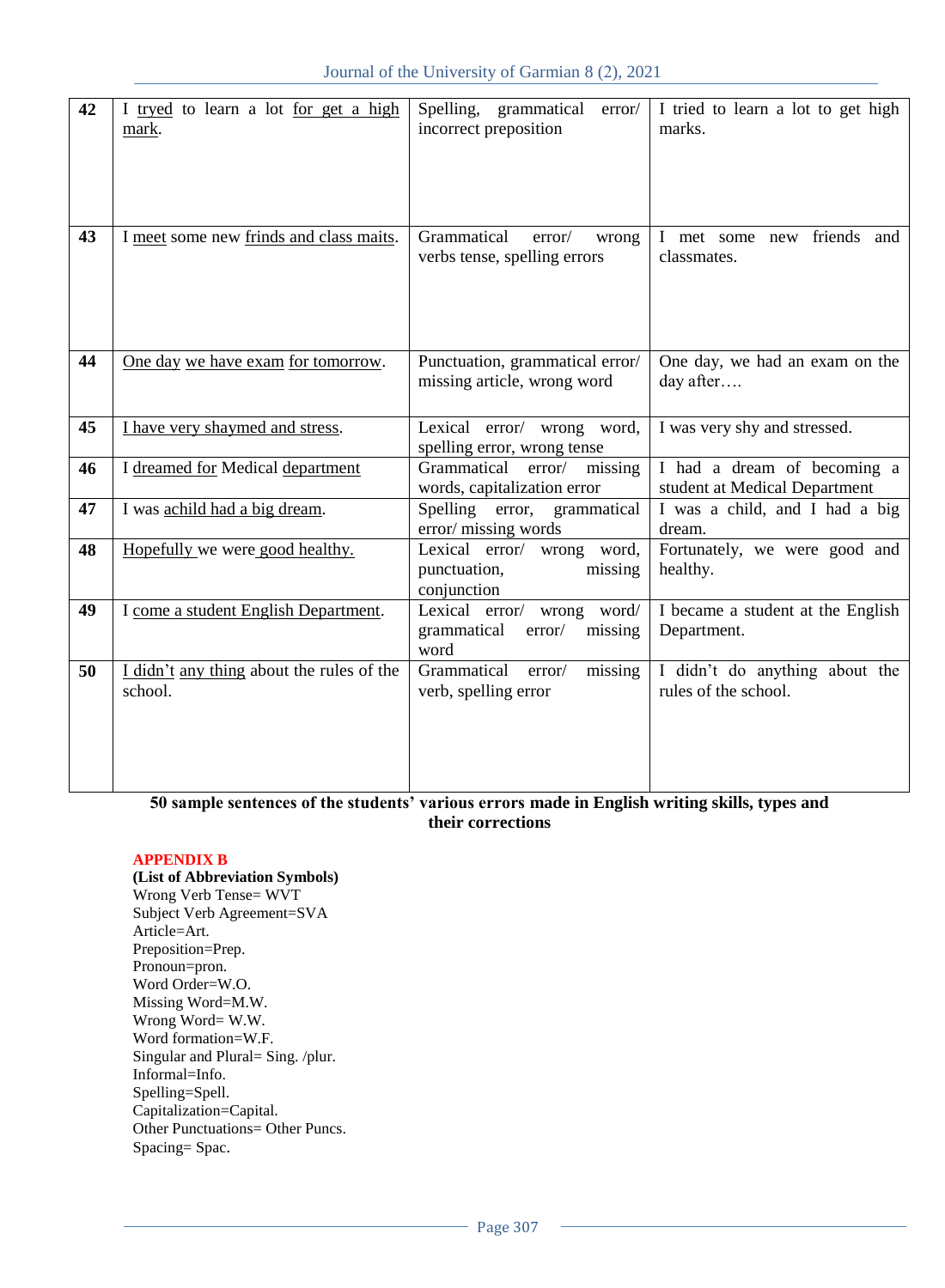| | | | |
|---|---|---|---|
| **42** | I tryed to learn a lot for get a high mark. | Spelling, grammatical error/ incorrect preposition | I tried to learn a lot to get high marks. |
| **43** | I meet some new frinds and class maits. | Grammatical error/ wrong verbs tense, spelling errors | I met some new friends and classmates. |
| **44** | One day we have exam for tomorrow. | Punctuation, grammatical error/ missing article, wrong word | One day, we had an exam on the day after…. |
| **45** | I have very shaymed and stress. | Lexical error/ wrong word, spelling error, wrong tense | I was very shy and stressed. |
| **46** | I dreamed for Medical department | Grammatical error/ missing words, capitalization error | I had a dream of becoming a student at Medical Department |
| **47** | I was achild had a big dream. | Spelling error, grammatical error/ missing words | I was a child, and I had a big dream. |
| **48** | Hopefully we were good healthy. | Lexical error/ wrong word, punctuation, missing conjunction | Fortunately, we were good and healthy. |
| **49** | I come a student English Department. | Lexical error/ wrong word/ grammatical error/ missing word | I became a student at the English Department. |
| **50** | I didn't any thing about the rules of the school. | Grammatical error/ missing verb, spelling error | I didn't do anything about the rules of the school. |

**50 sample sentences of the students' various errors made in English writing skills, types and their corrections**

## APPENDIX B

**(List of Abbreviation Symbols)**

Wrong Verb Tense= WVT
Subject Verb Agreement=SVA
Article=Art.
Preposition=Prep.
Pronoun=pron.
Word Order=W.O.
Missing Word=M.W.
Wrong Word= W.W.
Word formation=W.F.
Singular and Plural= Sing. /plur.
Informal=Info.
Spelling=Spell.
Capitalization=Capital.
Other Punctuations= Other Puncs.
Spacing= Spac.